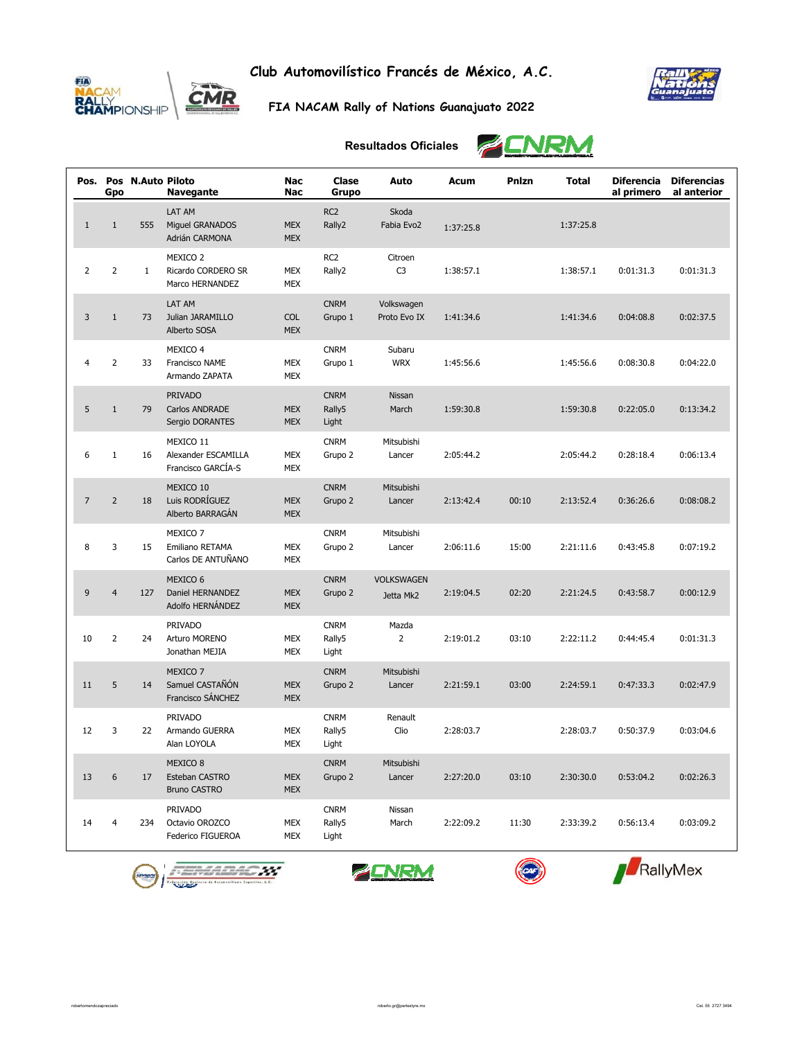# Club Automovilístico Francés de México, A.C.

## FIA NACAM Rally of Nations Guanajuato 2022

### Resultados Oficiales

| Pos. | Pos Gpo | N.Auto | Piloto Navegante | Nac Nac | Clase Grupo | Auto | Acum | Pnlzn | Total | Diferencia al primero | Diferencias al anterior |
|---|---|---|---|---|---|---|---|---|---|---|---|
| 1 | 1 | 555 | LAT AM Miguel GRANADOS Adrián CARMONA | MEX MEX | RC2 Rally2 | Skoda Fabia Evo2 | 1:37:25.8 | | 1:37:25.8 | | |
| 2 | 2 | 1 | MEXICO 2 Ricardo CORDERO SR Marco HERNANDEZ | MEX MEX | RC2 Rally2 | Citroen C3 | 1:38:57.1 | | 1:38:57.1 | 0:01:31.3 | 0:01:31.3 |
| 3 | 1 | 73 | LAT AM Julian JARAMILLO Alberto SOSA | COL MEX | CNRM Grupo 1 | Volkswagen Proto Evo IX | 1:41:34.6 | | 1:41:34.6 | 0:04:08.8 | 0:02:37.5 |
| 4 | 2 | 33 | MEXICO 4 Francisco NAME Armando ZAPATA | MEX MEX | CNRM Grupo 1 | Subaru WRX | 1:45:56.6 | | 1:45:56.6 | 0:08:30.8 | 0:04:22.0 |
| 5 | 1 | 79 | PRIVADO Carlos ANDRADE Sergio DORANTES | MEX MEX | CNRM Rally5 Light | Nissan March | 1:59:30.8 | | 1:59:30.8 | 0:22:05.0 | 0:13:34.2 |
| 6 | 1 | 16 | MEXICO 11 Alexander ESCAMILLA Francisco GARCÍA-S | MEX MEX | CNRM Grupo 2 | Mitsubishi Lancer | 2:05:44.2 | | 2:05:44.2 | 0:28:18.4 | 0:06:13.4 |
| 7 | 2 | 18 | MEXICO 10 Luis RODRÍGUEZ Alberto BARRAGÁN | MEX MEX | CNRM Grupo 2 | Mitsubishi Lancer | 2:13:42.4 | 00:10 | 2:13:52.4 | 0:36:26.6 | 0:08:08.2 |
| 8 | 3 | 15 | MEXICO 7 Emiliano RETAMA Carlos DE ANTUÑANO | MEX MEX | CNRM Grupo 2 | Mitsubishi Lancer | 2:06:11.6 | 15:00 | 2:21:11.6 | 0:43:45.8 | 0:07:19.2 |
| 9 | 4 | 127 | MEXICO 6 Daniel HERNANDEZ Adolfo HERNÁNDEZ | MEX MEX | CNRM Grupo 2 | VOLKSWAGEN Jetta Mk2 | 2:19:04.5 | 02:20 | 2:21:24.5 | 0:43:58.7 | 0:00:12.9 |
| 10 | 2 | 24 | PRIVADO Arturo MORENO Jonathan MEJIA | MEX MEX | CNRM Rally5 Light | Mazda 2 | 2:19:01.2 | 03:10 | 2:22:11.2 | 0:44:45.4 | 0:01:31.3 |
| 11 | 5 | 14 | MEXICO 7 Samuel CASTAÑÓN Francisco SÁNCHEZ | MEX MEX | CNRM Grupo 2 | Mitsubishi Lancer | 2:21:59.1 | 03:00 | 2:24:59.1 | 0:47:33.3 | 0:02:47.9 |
| 12 | 3 | 22 | PRIVADO Armando GUERRA Alan LOYOLA | MEX MEX | CNRM Rally5 Light | Renault Clio | 2:28:03.7 | | 2:28:03.7 | 0:50:37.9 | 0:03:04.6 |
| 13 | 6 | 17 | MEXICO 8 Esteban CASTRO Bruno CASTRO | MEX MEX | CNRM Grupo 2 | Mitsubishi Lancer | 2:27:20.0 | 03:10 | 2:30:30.0 | 0:53:04.2 | 0:02:26.3 |
| 14 | 4 | 234 | PRIVADO Octavio OROZCO Federico FIGUEROA | MEX MEX | CNRM Rally5 Light | Nissan March | 2:22:09.2 | 11:30 | 2:33:39.2 | 0:56:13.4 | 0:03:09.2 |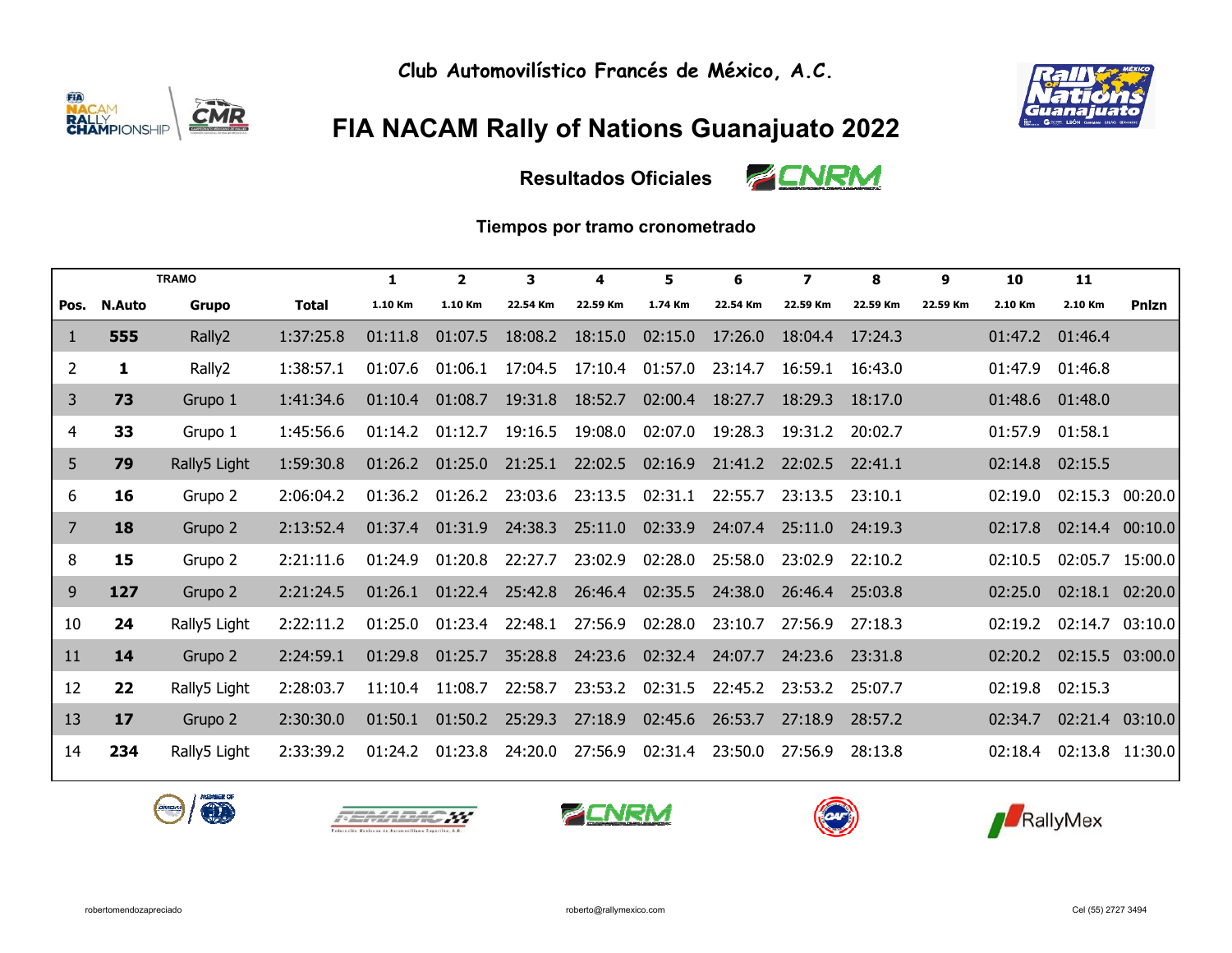Club Automovilístico Francés de México, A.C.

# FIA NACAM Rally of Nations Guanajuato 2022

## Resultados Oficiales

### Tiempos por tramo cronometrado

| | | TRAMO | | 1 | 2 | 3 | 4 | 5 | 6 | 7 | 8 | 9 | 10 | 11 | |
|---|---|---|---|---|---|---|---|---|---|---|---|---|---|---|---|
| Pos. | N.Auto | Grupo | Total | 1.10 Km | 1.10 Km | 22.54 Km | 22.59 Km | 1.74 Km | 22.54 Km | 22.59 Km | 22.59 Km | 22.59 Km | 2.10 Km | 2.10 Km | Pnlzn |
| 1 | **555** | Rally2 | 1:37:25.8 | 01:11.8 | 01:07.5 | 18:08.2 | 18:15.0 | 02:15.0 | 17:26.0 | 18:04.4 | 17:24.3 | | 01:47.2 | 01:46.4 | |
| 2 | **1** | Rally2 | 1:38:57.1 | 01:07.6 | 01:06.1 | 17:04.5 | 17:10.4 | 01:57.0 | 23:14.7 | 16:59.1 | 16:43.0 | | 01:47.9 | 01:46.8 | |
| 3 | **73** | Grupo 1 | 1:41:34.6 | 01:10.4 | 01:08.7 | 19:31.8 | 18:52.7 | 02:00.4 | 18:27.7 | 18:29.3 | 18:17.0 | | 01:48.6 | 01:48.0 | |
| 4 | **33** | Grupo 1 | 1:45:56.6 | 01:14.2 | 01:12.7 | 19:16.5 | 19:08.0 | 02:07.0 | 19:28.3 | 19:31.2 | 20:02.7 | | 01:57.9 | 01:58.1 | |
| 5 | **79** | Rally5 Light | 1:59:30.8 | 01:26.2 | 01:25.0 | 21:25.1 | 22:02.5 | 02:16.9 | 21:41.2 | 22:02.5 | 22:41.1 | | 02:14.8 | 02:15.5 | |
| 6 | **16** | Grupo 2 | 2:06:04.2 | 01:36.2 | 01:26.2 | 23:03.6 | 23:13.5 | 02:31.1 | 22:55.7 | 23:13.5 | 23:10.1 | | 02:19.0 | 02:15.3 | 00:20.0 |
| 7 | **18** | Grupo 2 | 2:13:52.4 | 01:37.4 | 01:31.9 | 24:38.3 | 25:11.0 | 02:33.9 | 24:07.4 | 25:11.0 | 24:19.3 | | 02:17.8 | 02:14.4 | 00:10.0 |
| 8 | **15** | Grupo 2 | 2:21:11.6 | 01:24.9 | 01:20.8 | 22:27.7 | 23:02.9 | 02:28.0 | 25:58.0 | 23:02.9 | 22:10.2 | | 02:10.5 | 02:05.7 | 15:00.0 |
| 9 | **127** | Grupo 2 | 2:21:24.5 | 01:26.1 | 01:22.4 | 25:42.8 | 26:46.4 | 02:35.5 | 24:38.0 | 26:46.4 | 25:03.8 | | 02:25.0 | 02:18.1 | 02:20.0 |
| 10 | **24** | Rally5 Light | 2:22:11.2 | 01:25.0 | 01:23.4 | 22:48.1 | 27:56.9 | 02:28.0 | 23:10.7 | 27:56.9 | 27:18.3 | | 02:19.2 | 02:14.7 | 03:10.0 |
| 11 | **14** | Grupo 2 | 2:24:59.1 | 01:29.8 | 01:25.7 | 35:28.8 | 24:23.6 | 02:32.4 | 24:07.7 | 24:23.6 | 23:31.8 | | 02:20.2 | 02:15.5 | 03:00.0 |
| 12 | **22** | Rally5 Light | 2:28:03.7 | 11:10.4 | 11:08.7 | 22:58.7 | 23:53.2 | 02:31.5 | 22:45.2 | 23:53.2 | 25:07.7 | | 02:19.8 | 02:15.3 | |
| 13 | **17** | Grupo 2 | 2:30:30.0 | 01:50.1 | 01:50.2 | 25:29.3 | 27:18.9 | 02:45.6 | 26:53.7 | 27:18.9 | 28:57.2 | | 02:34.7 | 02:21.4 | 03:10.0 |
| 14 | **234** | Rally5 Light | 2:33:39.2 | 01:24.2 | 01:23.8 | 24:20.0 | 27:56.9 | 02:31.4 | 23:50.0 | 27:56.9 | 28:13.8 | | 02:18.4 | 02:13.8 | 11:30.0 |

robertomendozapreciado roberto@rallymexico.com Cel (55) 2727 3494